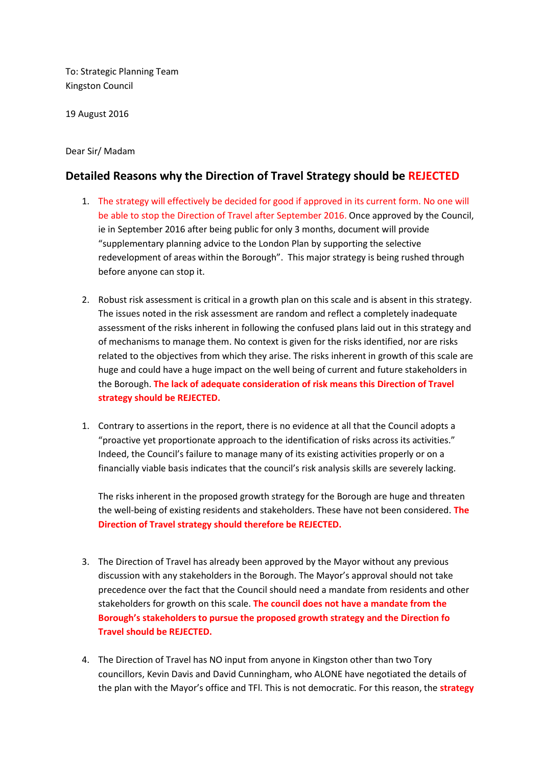To: Strategic Planning Team
Kingston Council

19 August 2016

Dear Sir/ Madam

## Detailed Reasons why the Direction of Travel Strategy should be REJECTED

1. The strategy will effectively be decided for good if approved in its current form. No one will be able to stop the Direction of Travel after September 2016. Once approved by the Council, ie in September 2016 after being public for only 3 months, document will provide "supplementary planning advice to the London Plan by supporting the selective redevelopment of areas within the Borough". This major strategy is being rushed through before anyone can stop it.

2. Robust risk assessment is critical in a growth plan on this scale and is absent in this strategy. The issues noted in the risk assessment are random and reflect a completely inadequate assessment of the risks inherent in following the confused plans laid out in this strategy and of mechanisms to manage them. No context is given for the risks identified, nor are risks related to the objectives from which they arise. The risks inherent in growth of this scale are huge and could have a huge impact on the well being of current and future stakeholders in the Borough. **The lack of adequate consideration of risk means this Direction of Travel strategy should be REJECTED.**

1. Contrary to assertions in the report, there is no evidence at all that the Council adopts a "proactive yet proportionate approach to the identification of risks across its activities." Indeed, the Council's failure to manage many of its existing activities properly or on a financially viable basis indicates that the council's risk analysis skills are severely lacking.

   The risks inherent in the proposed growth strategy for the Borough are huge and threaten the well-being of existing residents and stakeholders. These have not been considered. **The Direction of Travel strategy should therefore be REJECTED.**

3. The Direction of Travel has already been approved by the Mayor without any previous discussion with any stakeholders in the Borough. The Mayor's approval should not take precedence over the fact that the Council should need a mandate from residents and other stakeholders for growth on this scale. **The council does not have a mandate from the Borough's stakeholders to pursue the proposed growth strategy and the Direction fo Travel should be REJECTED.**

4. The Direction of Travel has NO input from anyone in Kingston other than two Tory councillors, Kevin Davis and David Cunningham, who ALONE have negotiated the details of the plan with the Mayor's office and TFl. This is not democratic. For this reason, the **strategy**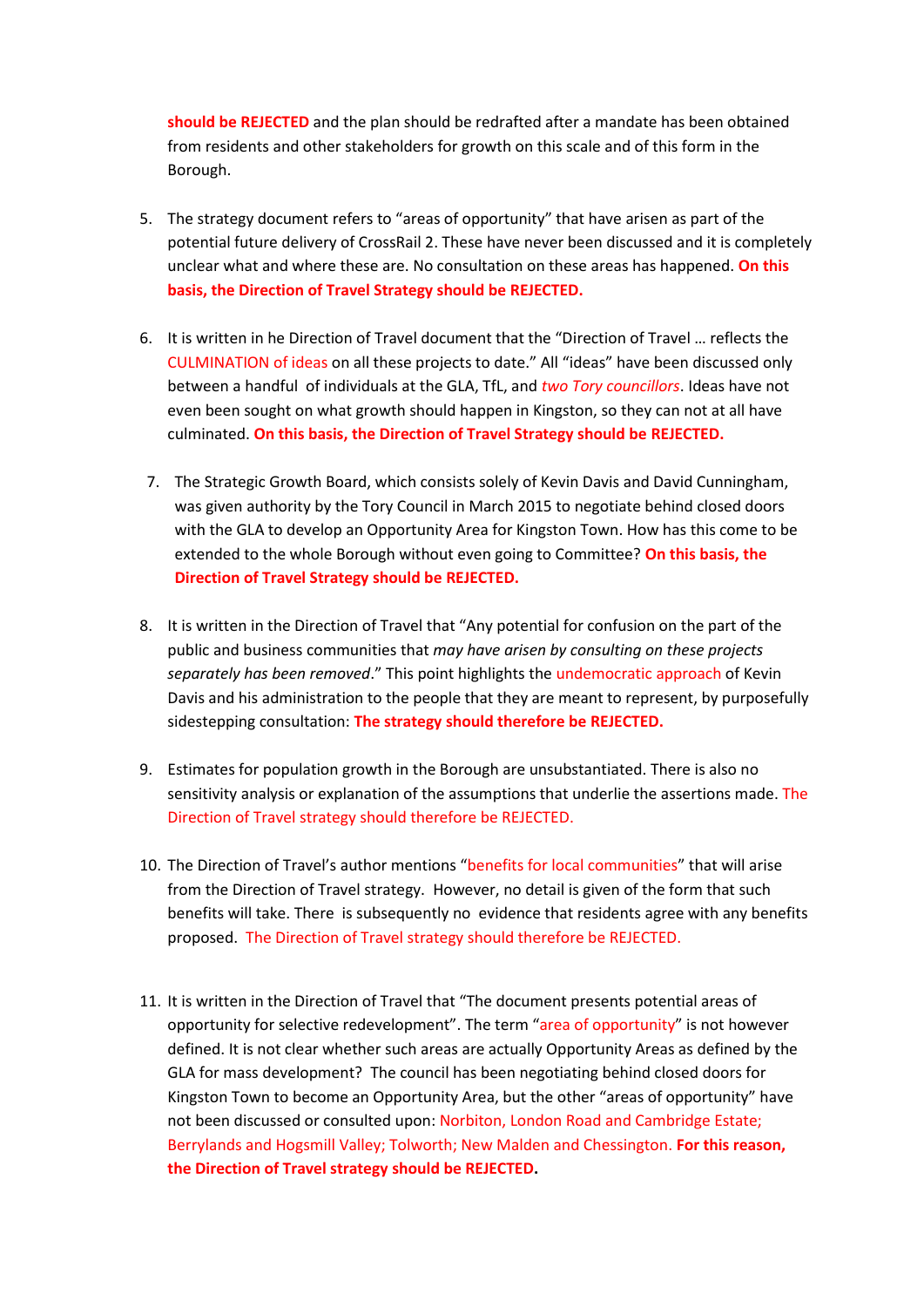**should be REJECTED** and the plan should be redrafted after a mandate has been obtained from residents and other stakeholders for growth on this scale and of this form in the Borough.

5. The strategy document refers to “areas of opportunity” that have arisen as part of the potential future delivery of CrossRail 2. These have never been discussed and it is completely unclear what and where these are. No consultation on these areas has happened. **On this basis, the Direction of Travel Strategy should be REJECTED.**

6. It is written in he Direction of Travel document that the “Direction of Travel … reflects the CULMINATION of ideas on all these projects to date.” All “ideas” have been discussed only between a handful of individuals at the GLA, TfL, and *two Tory councillors*. Ideas have not even been sought on what growth should happen in Kingston, so they can not at all have culminated. **On this basis, the Direction of Travel Strategy should be REJECTED.**

7. The Strategic Growth Board, which consists solely of Kevin Davis and David Cunningham, was given authority by the Tory Council in March 2015 to negotiate behind closed doors with the GLA to develop an Opportunity Area for Kingston Town. How has this come to be extended to the whole Borough without even going to Committee? **On this basis, the Direction of Travel Strategy should be REJECTED.**

8. It is written in the Direction of Travel that “Any potential for confusion on the part of the public and business communities that *may have arisen by consulting on these projects separately has been removed*.” This point highlights the undemocratic approach of Kevin Davis and his administration to the people that they are meant to represent, by purposefully sidestepping consultation: **The strategy should therefore be REJECTED.**

9. Estimates for population growth in the Borough are unsubstantiated. There is also no sensitivity analysis or explanation of the assumptions that underlie the assertions made. The Direction of Travel strategy should therefore be REJECTED.

10. The Direction of Travel’s author mentions “benefits for local communities” that will arise from the Direction of Travel strategy. However, no detail is given of the form that such benefits will take. There is subsequently no evidence that residents agree with any benefits proposed. The Direction of Travel strategy should therefore be REJECTED.

11. It is written in the Direction of Travel that “The document presents potential areas of opportunity for selective redevelopment”. The term “area of opportunity” is not however defined. It is not clear whether such areas are actually Opportunity Areas as defined by the GLA for mass development? The council has been negotiating behind closed doors for Kingston Town to become an Opportunity Area, but the other “areas of opportunity” have not been discussed or consulted upon: Norbiton, London Road and Cambridge Estate; Berrylands and Hogsmill Valley; Tolworth; New Malden and Chessington. **For this reason, the Direction of Travel strategy should be REJECTED.**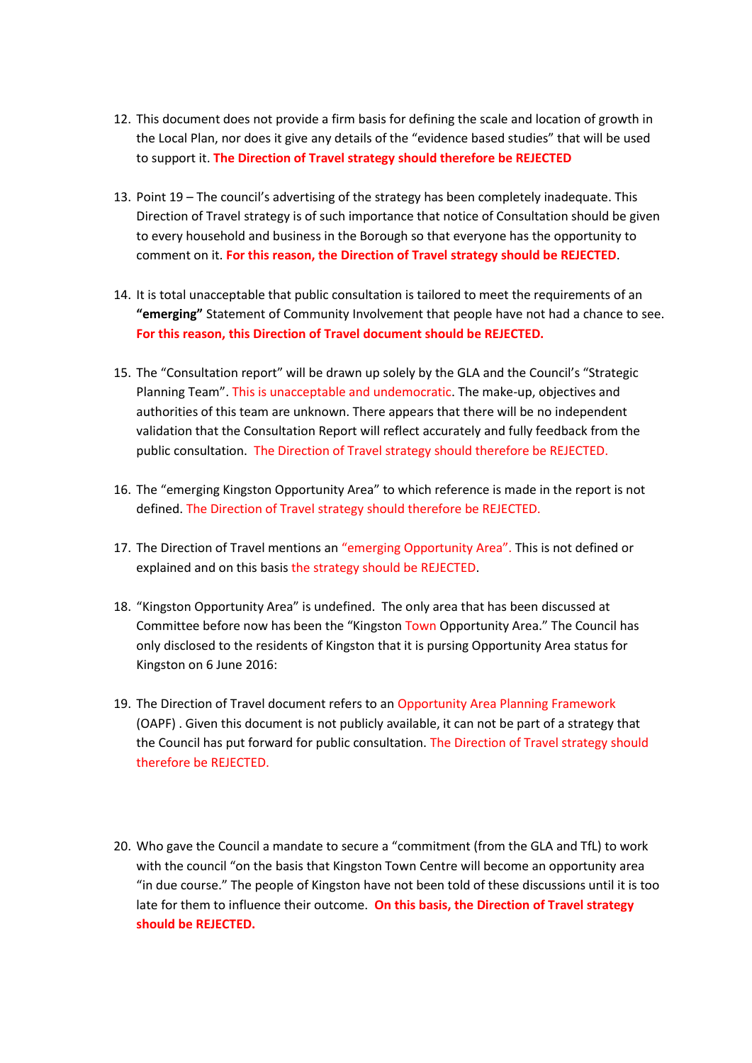12. This document does not provide a firm basis for defining the scale and location of growth in the Local Plan, nor does it give any details of the "evidence based studies" that will be used to support it. **The Direction of Travel strategy should therefore be REJECTED**

13. Point 19 – The council's advertising of the strategy has been completely inadequate. This Direction of Travel strategy is of such importance that notice of Consultation should be given to every household and business in the Borough so that everyone has the opportunity to comment on it. **For this reason, the Direction of Travel strategy should be REJECTED**.

14. It is total unacceptable that public consultation is tailored to meet the requirements of an **"emerging"** Statement of Community Involvement that people have not had a chance to see. **For this reason, this Direction of Travel document should be REJECTED.**

15. The "Consultation report" will be drawn up solely by the GLA and the Council's "Strategic Planning Team". This is unacceptable and undemocratic. The make-up, objectives and authorities of this team are unknown. There appears that there will be no independent validation that the Consultation Report will reflect accurately and fully feedback from the public consultation. The Direction of Travel strategy should therefore be REJECTED.

16. The "emerging Kingston Opportunity Area" to which reference is made in the report is not defined. The Direction of Travel strategy should therefore be REJECTED.

17. The Direction of Travel mentions an "emerging Opportunity Area". This is not defined or explained and on this basis the strategy should be REJECTED.

18. "Kingston Opportunity Area" is undefined. The only area that has been discussed at Committee before now has been the "Kingston Town Opportunity Area." The Council has only disclosed to the residents of Kingston that it is pursing Opportunity Area status for Kingston on 6 June 2016:

19. The Direction of Travel document refers to an Opportunity Area Planning Framework (OAPF) . Given this document is not publicly available, it can not be part of a strategy that the Council has put forward for public consultation. The Direction of Travel strategy should therefore be REJECTED.

20. Who gave the Council a mandate to secure a "commitment (from the GLA and TfL) to work with the council "on the basis that Kingston Town Centre will become an opportunity area "in due course." The people of Kingston have not been told of these discussions until it is too late for them to influence their outcome. **On this basis, the Direction of Travel strategy should be REJECTED.**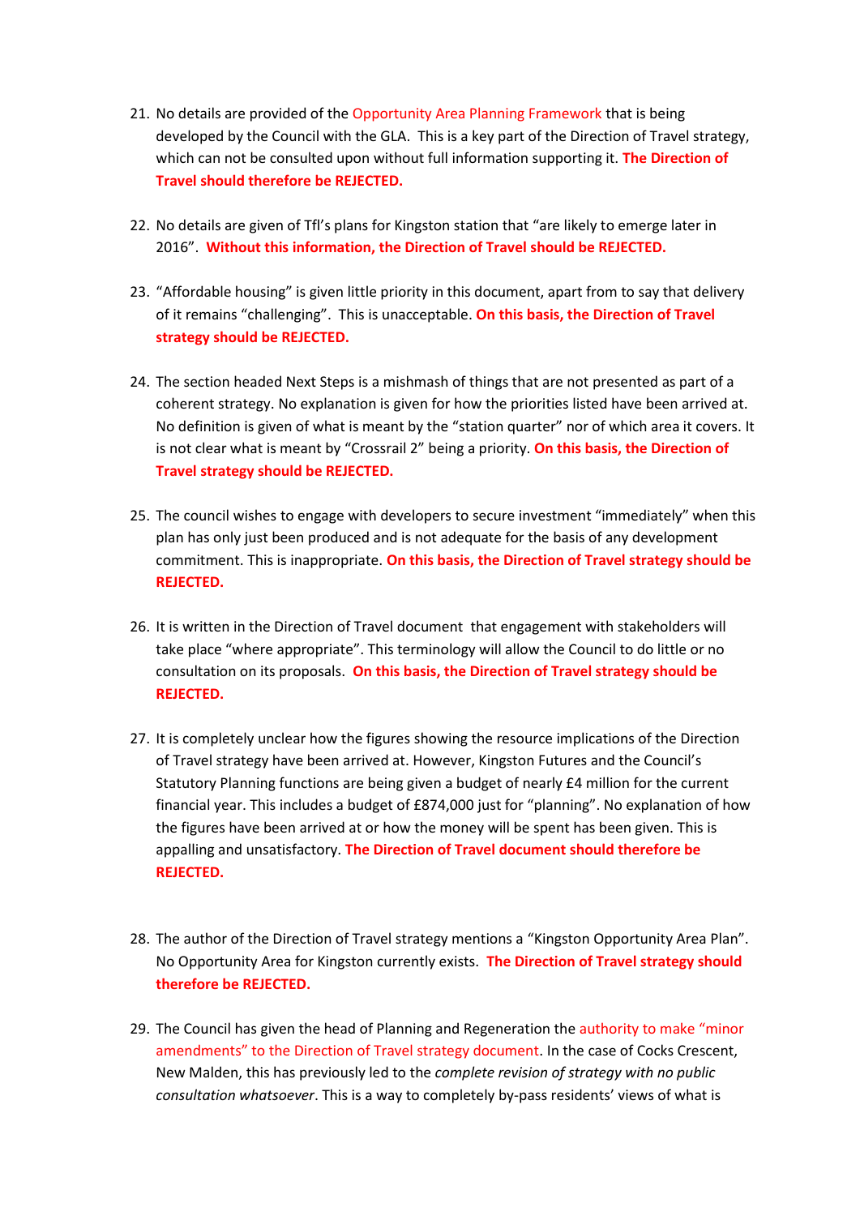21. No details are provided of the Opportunity Area Planning Framework that is being developed by the Council with the GLA. This is a key part of the Direction of Travel strategy, which can not be consulted upon without full information supporting it. **The Direction of Travel should therefore be REJECTED.**

22. No details are given of Tfl's plans for Kingston station that "are likely to emerge later in 2016". **Without this information, the Direction of Travel should be REJECTED.**

23. "Affordable housing" is given little priority in this document, apart from to say that delivery of it remains "challenging". This is unacceptable. **On this basis, the Direction of Travel strategy should be REJECTED.**

24. The section headed Next Steps is a mishmash of things that are not presented as part of a coherent strategy. No explanation is given for how the priorities listed have been arrived at. No definition is given of what is meant by the "station quarter" nor of which area it covers. It is not clear what is meant by "Crossrail 2" being a priority. **On this basis, the Direction of Travel strategy should be REJECTED.**

25. The council wishes to engage with developers to secure investment "immediately" when this plan has only just been produced and is not adequate for the basis of any development commitment. This is inappropriate. **On this basis, the Direction of Travel strategy should be REJECTED.**

26. It is written in the Direction of Travel document that engagement with stakeholders will take place "where appropriate". This terminology will allow the Council to do little or no consultation on its proposals. **On this basis, the Direction of Travel strategy should be REJECTED.**

27. It is completely unclear how the figures showing the resource implications of the Direction of Travel strategy have been arrived at. However, Kingston Futures and the Council's Statutory Planning functions are being given a budget of nearly £4 million for the current financial year. This includes a budget of £874,000 just for "planning". No explanation of how the figures have been arrived at or how the money will be spent has been given. This is appalling and unsatisfactory. **The Direction of Travel document should therefore be REJECTED.**

28. The author of the Direction of Travel strategy mentions a "Kingston Opportunity Area Plan". No Opportunity Area for Kingston currently exists. **The Direction of Travel strategy should therefore be REJECTED.**

29. The Council has given the head of Planning and Regeneration the authority to make "minor amendments" to the Direction of Travel strategy document. In the case of Cocks Crescent, New Malden, this has previously led to the *complete revision of strategy with no public consultation whatsoever*. This is a way to completely by-pass residents' views of what is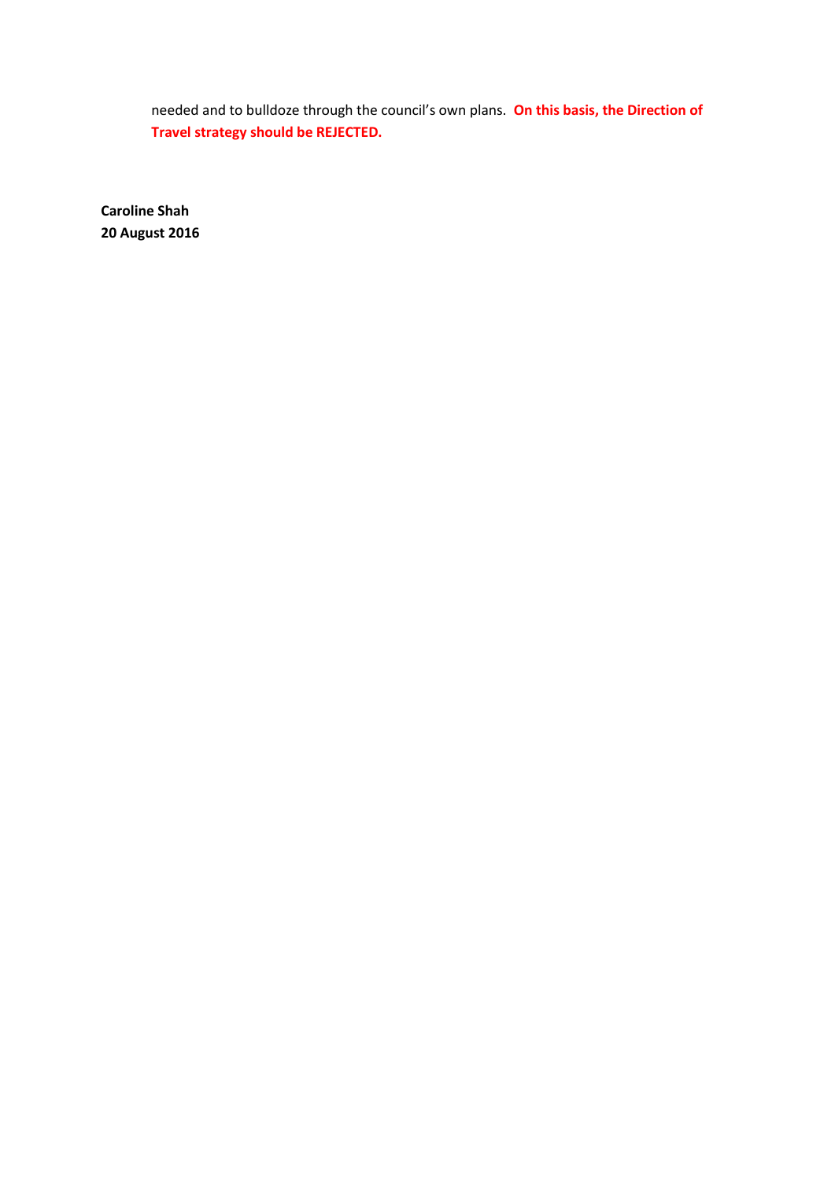needed and to bulldoze through the council's own plans. **On this basis, the Direction of Travel strategy should be REJECTED.**

**Caroline Shah**
**20 August 2016**